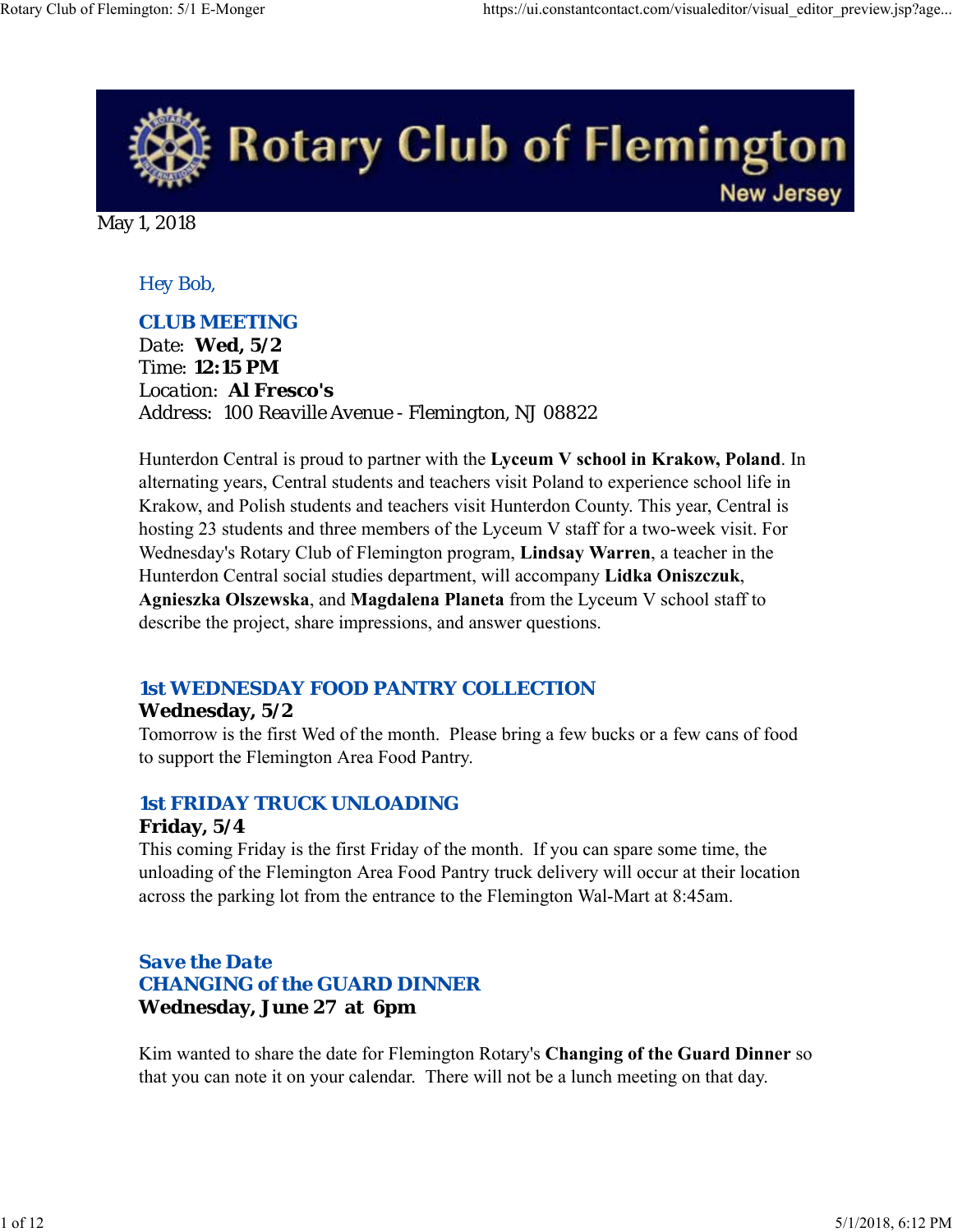# Rotary Club of Flemington

New Jersey

May 1, 2018

Hey Bob,

## CLUB MEETING

Date: **Wed, 5/2**
Time: **12:15 PM**
Location: **Al Fresco's**
Address: 100 Reaville Avenue - Flemington, NJ 08822

Hunterdon Central is proud to partner with the **Lyceum V school in Krakow, Poland**. In alternating years, Central students and teachers visit Poland to experience school life in Krakow, and Polish students and teachers visit Hunterdon County. This year, Central is hosting 23 students and three members of the Lyceum V staff for a two-week visit. For Wednesday's Rotary Club of Flemington program, **Lindsay Warren**, a teacher in the Hunterdon Central social studies department, will accompany **Lidka Oniszczuk**, **Agnieszka Olszewska**, and **Magdalena Planeta** from the Lyceum V school staff to describe the project, share impressions, and answer questions.

## 1st WEDNESDAY FOOD PANTRY COLLECTION

**Wednesday, 5/2**

Tomorrow is the first Wed of the month. Please bring a few bucks or a few cans of food to support the Flemington Area Food Pantry.

## 1st FRIDAY TRUCK UNLOADING

**Friday, 5/4**

This coming Friday is the first Friday of the month. If you can spare some time, the unloading of the Flemington Area Food Pantry truck delivery will occur at their location across the parking lot from the entrance to the Flemington Wal-Mart at 8:45am.

## Save the Date
## CHANGING of the GUARD DINNER

**Wednesday, June 27 at 6pm**

Kim wanted to share the date for Flemington Rotary's **Changing of the Guard Dinner** so that you can note it on your calendar. There will not be a lunch meeting on that day.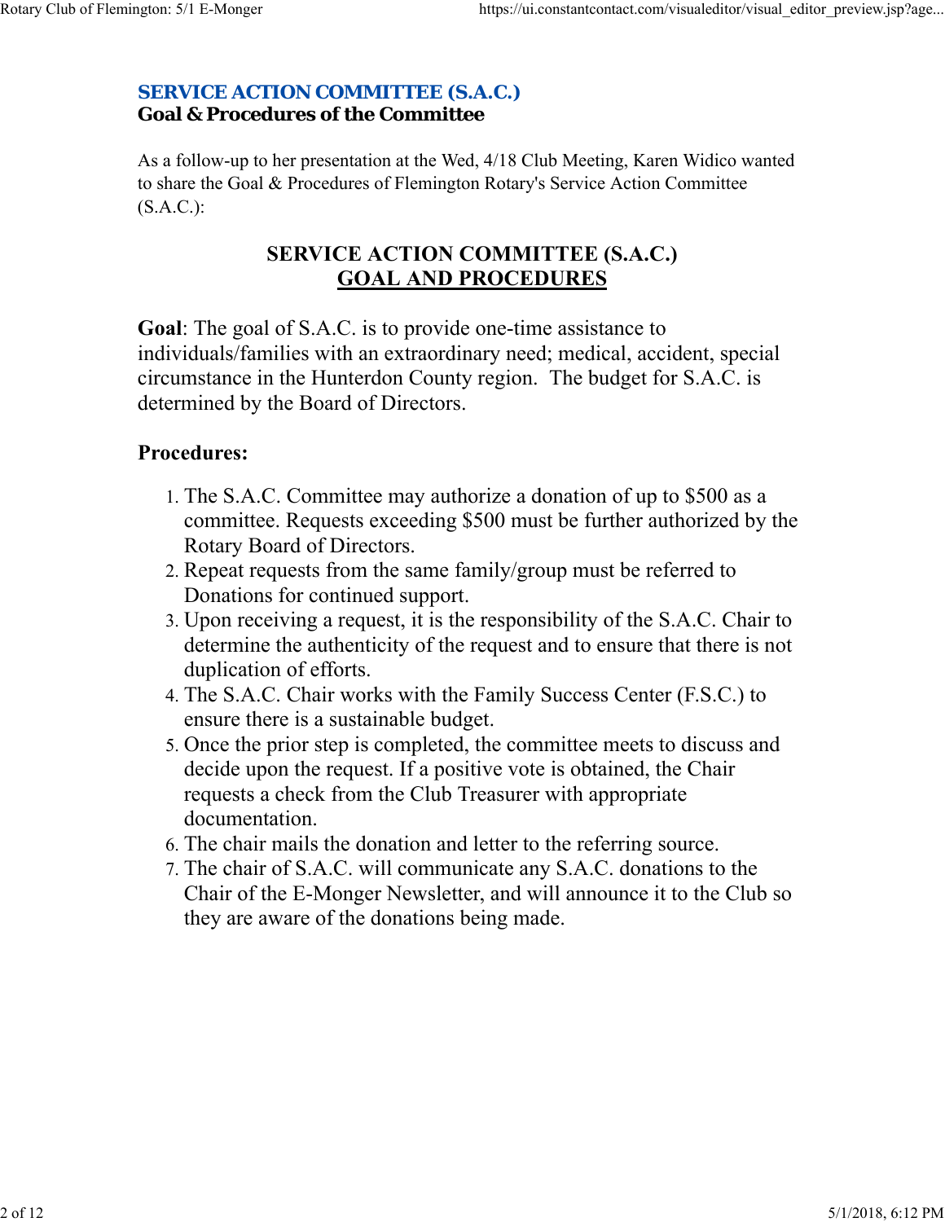## SERVICE ACTION COMMITTEE (S.A.C.)
### Goal & Procedures of the Committee

As a follow-up to her presentation at the Wed, 4/18 Club Meeting, Karen Widico wanted to share the Goal & Procedures of Flemington Rotary's Service Action Committee (S.A.C.):

**SERVICE ACTION COMMITTEE (S.A.C.)**
**GOAL AND PROCEDURES**

**Goal**: The goal of S.A.C. is to provide one-time assistance to individuals/families with an extraordinary need; medical, accident, special circumstance in the Hunterdon County region. The budget for S.A.C. is determined by the Board of Directors.

**Procedures:**

1. The S.A.C. Committee may authorize a donation of up to $500 as a committee. Requests exceeding $500 must be further authorized by the Rotary Board of Directors.
2. Repeat requests from the same family/group must be referred to Donations for continued support.
3. Upon receiving a request, it is the responsibility of the S.A.C. Chair to determine the authenticity of the request and to ensure that there is not duplication of efforts.
4. The S.A.C. Chair works with the Family Success Center (F.S.C.) to ensure there is a sustainable budget.
5. Once the prior step is completed, the committee meets to discuss and decide upon the request. If a positive vote is obtained, the Chair requests a check from the Club Treasurer with appropriate documentation.
6. The chair mails the donation and letter to the referring source.
7. The chair of S.A.C. will communicate any S.A.C. donations to the Chair of the E-Monger Newsletter, and will announce it to the Club so they are aware of the donations being made.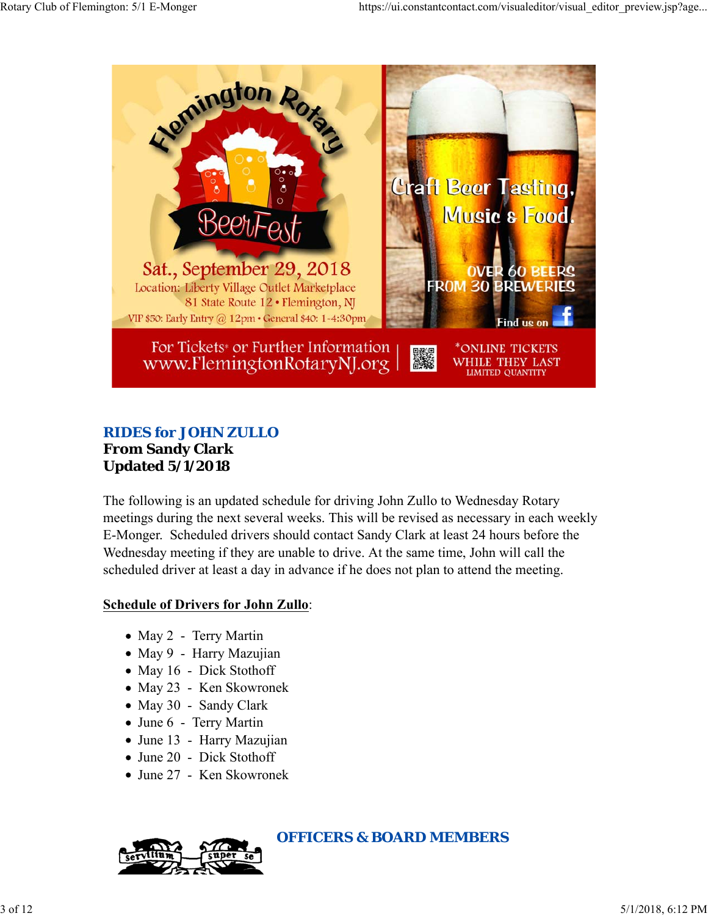Flemington Rotary BeerFest

Sat., September 29, 2018
Location: Liberty Village Outlet Marketplace
81 State Route 12 • Flemington, NJ
VIP $50: Early Entry @ 12pm • General $40: 1-4:30pm

Craft Beer Tasting, Music & Food.

OVER 60 BEERS FROM 30 BREWERIES

Find us on Facebook

For Tickets* or Further Information
www.FlemingtonRotaryNJ.org

*ONLINE TICKETS WHILE THEY LAST
LIMITED QUANTITY

## RIDES for JOHN ZULLO

**From Sandy Clark**
**Updated 5/1/2018**

The following is an updated schedule for driving John Zullo to Wednesday Rotary meetings during the next several weeks. This will be revised as necessary in each weekly E-Monger. Scheduled drivers should contact Sandy Clark at least 24 hours before the Wednesday meeting if they are unable to drive. At the same time, John will call the scheduled driver at least a day in advance if he does not plan to attend the meeting.

**Schedule of Drivers for John Zullo**:

- May 2 - Terry Martin
- May 9 - Harry Mazujian
- May 16 - Dick Stothoff
- May 23 - Ken Skowronek
- May 30 - Sandy Clark
- June 6 - Terry Martin
- June 13 - Harry Mazujian
- June 20 - Dick Stothoff
- June 27 - Ken Skowronek

servitium super se

## OFFICERS & BOARD MEMBERS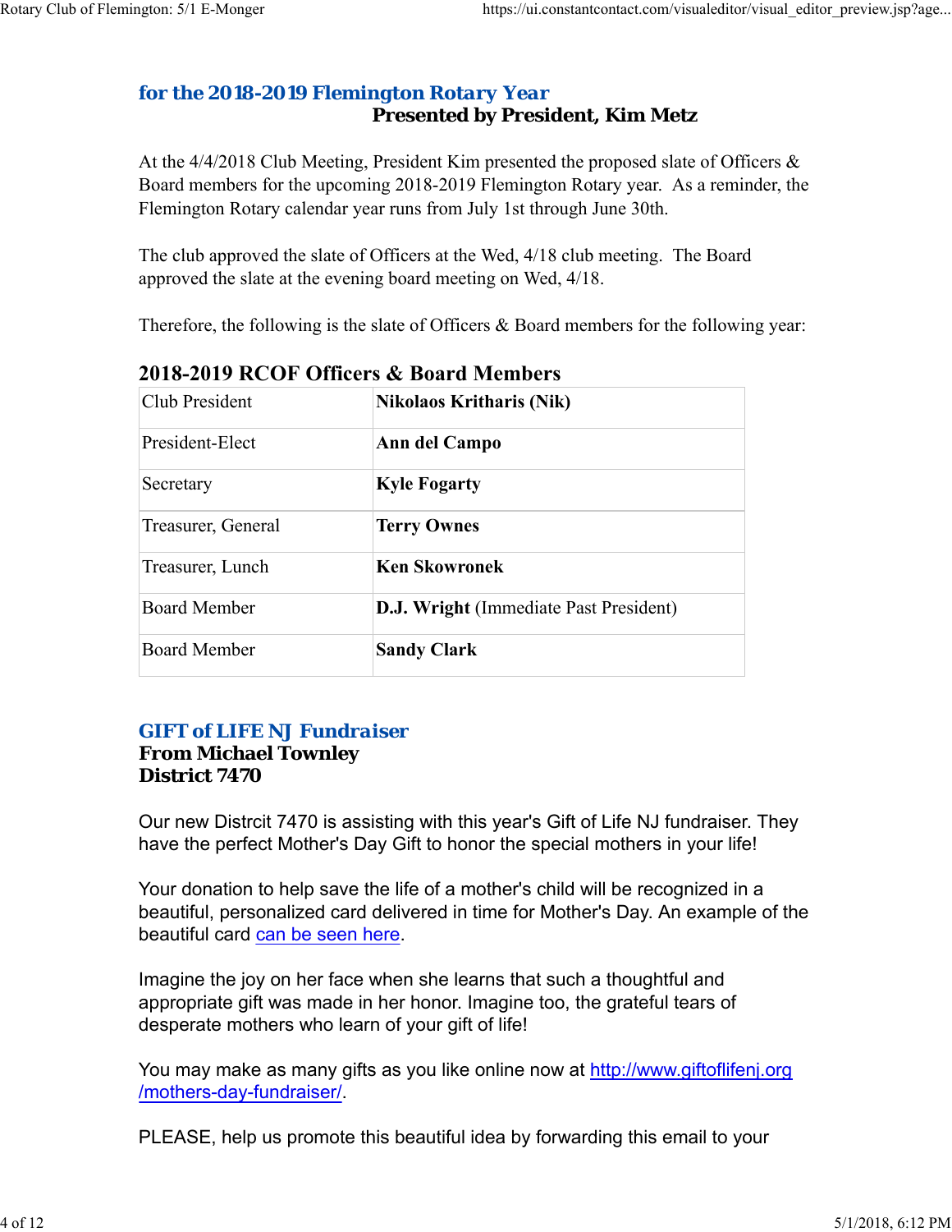## for the 2018-2019 Flemington Rotary Year

**Presented by President, Kim Metz**

At the 4/4/2018 Club Meeting, President Kim presented the proposed slate of Officers & Board members for the upcoming 2018-2019 Flemington Rotary year. As a reminder, the Flemington Rotary calendar year runs from July 1st through June 30th.

The club approved the slate of Officers at the Wed, 4/18 club meeting. The Board approved the slate at the evening board meeting on Wed, 4/18.

Therefore, the following is the slate of Officers & Board members for the following year:

### 2018-2019 RCOF Officers & Board Members

| | |
|---|---|
| Club President | **Nikolaos Kritharis (Nik)** |
| President-Elect | **Ann del Campo** |
| Secretary | **Kyle Fogarty** |
| Treasurer, General | **Terry Ownes** |
| Treasurer, Lunch | **Ken Skowronek** |
| Board Member | **D.J. Wright** (Immediate Past President) |
| Board Member | **Sandy Clark** |

## GIFT of LIFE NJ Fundraiser

**From Michael Townley**
**District 7470**

Our new Distrcit 7470 is assisting with this year's Gift of Life NJ fundraiser. They have the perfect Mother's Day Gift to honor the special mothers in your life!

Your donation to help save the life of a mother's child will be recognized in a beautiful, personalized card delivered in time for Mother's Day. An example of the beautiful card can be seen here.

Imagine the joy on her face when she learns that such a thoughtful and appropriate gift was made in her honor. Imagine too, the grateful tears of desperate mothers who learn of your gift of life!

You may make as many gifts as you like online now at http://www.giftoflifenj.org/mothers-day-fundraiser/.

PLEASE, help us promote this beautiful idea by forwarding this email to your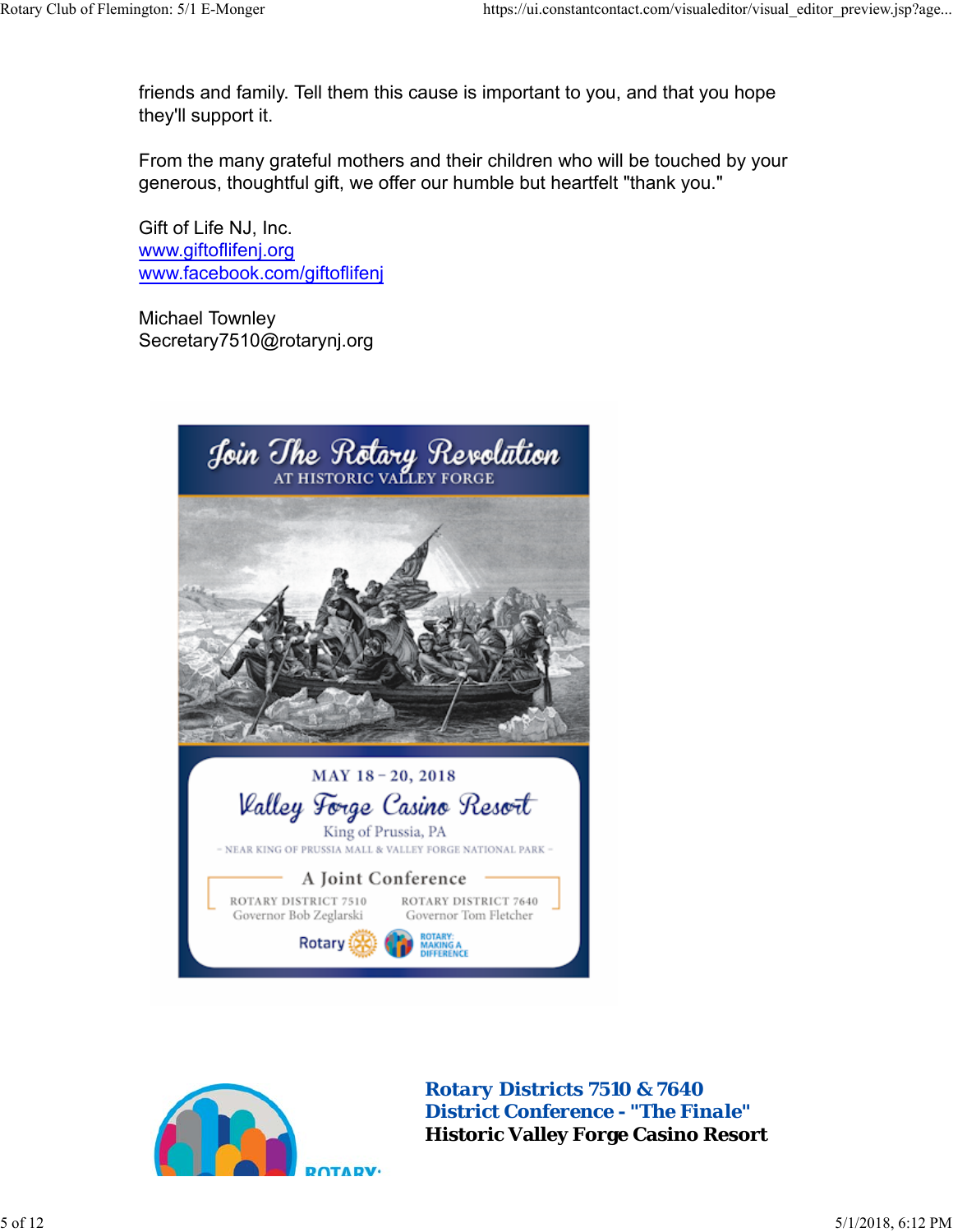friends and family. Tell them this cause is important to you, and that you hope they'll support it.

From the many grateful mothers and their children who will be touched by your generous, thoughtful gift, we offer our humble but heartfelt "thank you."

Gift of Life NJ, Inc.
www.giftoflifenj.org
www.facebook.com/giftoflifenj

Michael Townley
Secretary7510@rotarynj.org

Join The Rotary Revolution
AT HISTORIC VALLEY FORGE

MAY 18 – 20, 2018
Valley Forge Casino Resort
King of Prussia, PA
~ NEAR KING OF PRUSSIA MALL & VALLEY FORGE NATIONAL PARK ~

A Joint Conference

ROTARY DISTRICT 7510
Governor Bob Zeglarski

ROTARY DISTRICT 7640
Governor Tom Fletcher

Rotary — ROTARY: MAKING A DIFFERENCE

**Rotary Districts 7510 & 7640**
**District Conference - "The Finale"**
**Historic Valley Forge Casino Resort**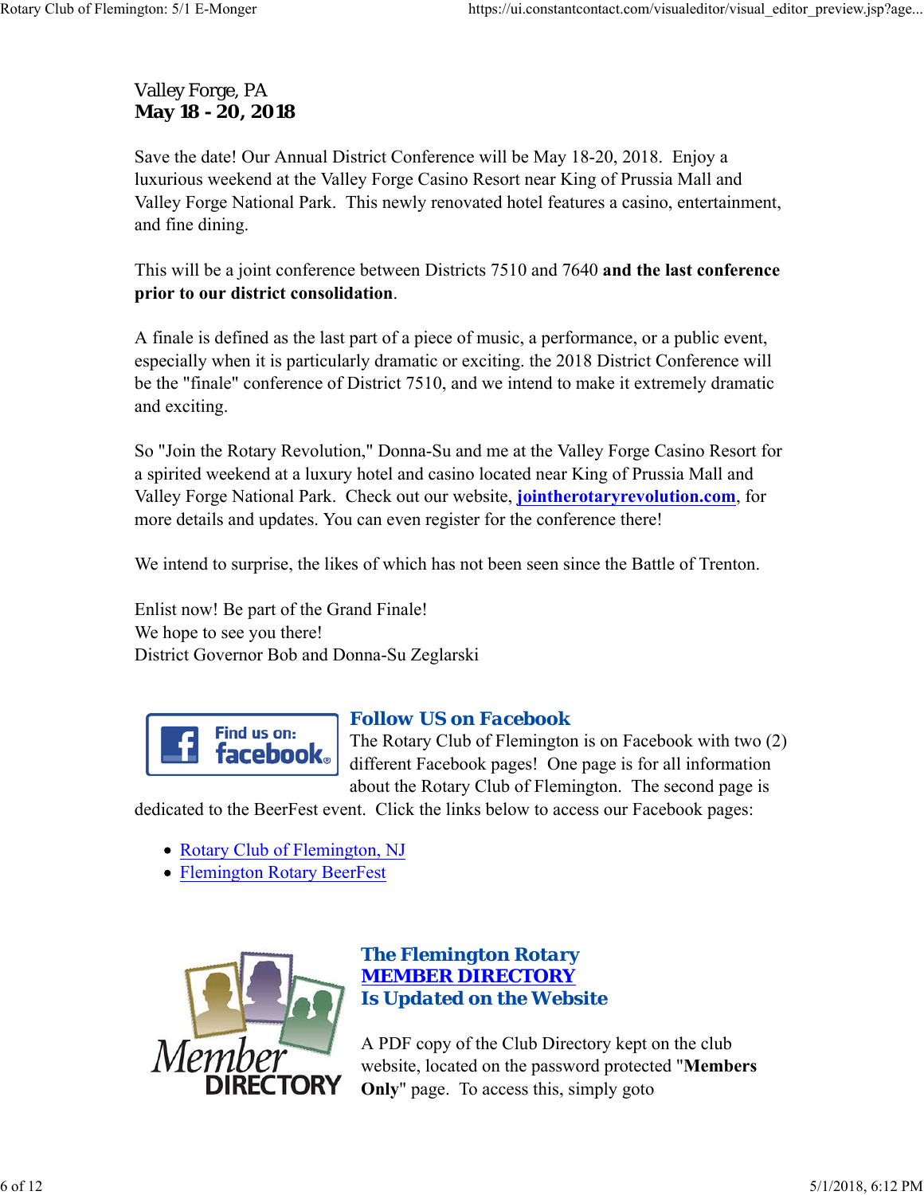Valley Forge, PA
**May 18 - 20, 2018**

Save the date! Our Annual District Conference will be May 18-20, 2018. Enjoy a luxurious weekend at the Valley Forge Casino Resort near King of Prussia Mall and Valley Forge National Park. This newly renovated hotel features a casino, entertainment, and fine dining.

This will be a joint conference between Districts 7510 and 7640 **and the last conference prior to our district consolidation**.

A finale is defined as the last part of a piece of music, a performance, or a public event, especially when it is particularly dramatic or exciting. the 2018 District Conference will be the "finale" conference of District 7510, and we intend to make it extremely dramatic and exciting.

So "Join the Rotary Revolution," Donna-Su and me at the Valley Forge Casino Resort for a spirited weekend at a luxury hotel and casino located near King of Prussia Mall and Valley Forge National Park. Check out our website, **jointherotaryrevolution.com**, for more details and updates. You can even register for the conference there!

We intend to surprise, the likes of which has not been seen since the Battle of Trenton.

Enlist now! Be part of the Grand Finale!
We hope to see you there!
District Governor Bob and Donna-Su Zeglarski

### Follow US on Facebook

The Rotary Club of Flemington is on Facebook with two (2) different Facebook pages! One page is for all information about the Rotary Club of Flemington. The second page is dedicated to the BeerFest event. Click the links below to access our Facebook pages:

- Rotary Club of Flemington, NJ
- Flemington Rotary BeerFest

### The Flemington Rotary MEMBER DIRECTORY Is Updated on the Website

A PDF copy of the Club Directory kept on the club website, located on the password protected "**Members Only**" page. To access this, simply goto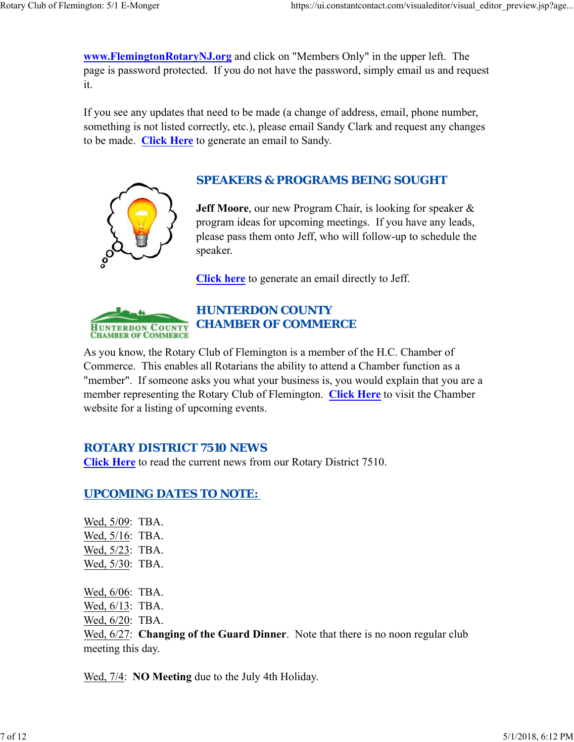www.FlemingtonRotaryNJ.org and click on "Members Only" in the upper left. The page is password protected. If you do not have the password, simply email us and request it.

If you see any updates that need to be made (a change of address, email, phone number, something is not listed correctly, etc.), please email Sandy Clark and request any changes to be made. Click Here to generate an email to Sandy.

## SPEAKERS & PROGRAMS BEING SOUGHT

**Jeff Moore**, our new Program Chair, is looking for speaker & program ideas for upcoming meetings. If you have any leads, please pass them onto Jeff, who will follow-up to schedule the speaker.

Click here to generate an email directly to Jeff.

## HUNTERDON COUNTY CHAMBER OF COMMERCE

As you know, the Rotary Club of Flemington is a member of the H.C. Chamber of Commerce. This enables all Rotarians the ability to attend a Chamber function as a "member". If someone asks you what your business is, you would explain that you are a member representing the Rotary Club of Flemington. Click Here to visit the Chamber website for a listing of upcoming events.

## ROTARY DISTRICT 7510 NEWS

Click Here to read the current news from our Rotary District 7510.

## UPCOMING DATES TO NOTE:

Wed, 5/09: TBA.
Wed, 5/16: TBA.
Wed, 5/23: TBA.
Wed, 5/30: TBA.

Wed, 6/06: TBA.
Wed, 6/13: TBA.
Wed, 6/20: TBA.
Wed, 6/27: **Changing of the Guard Dinner**. Note that there is no noon regular club meeting this day.

Wed, 7/4: **NO Meeting** due to the July 4th Holiday.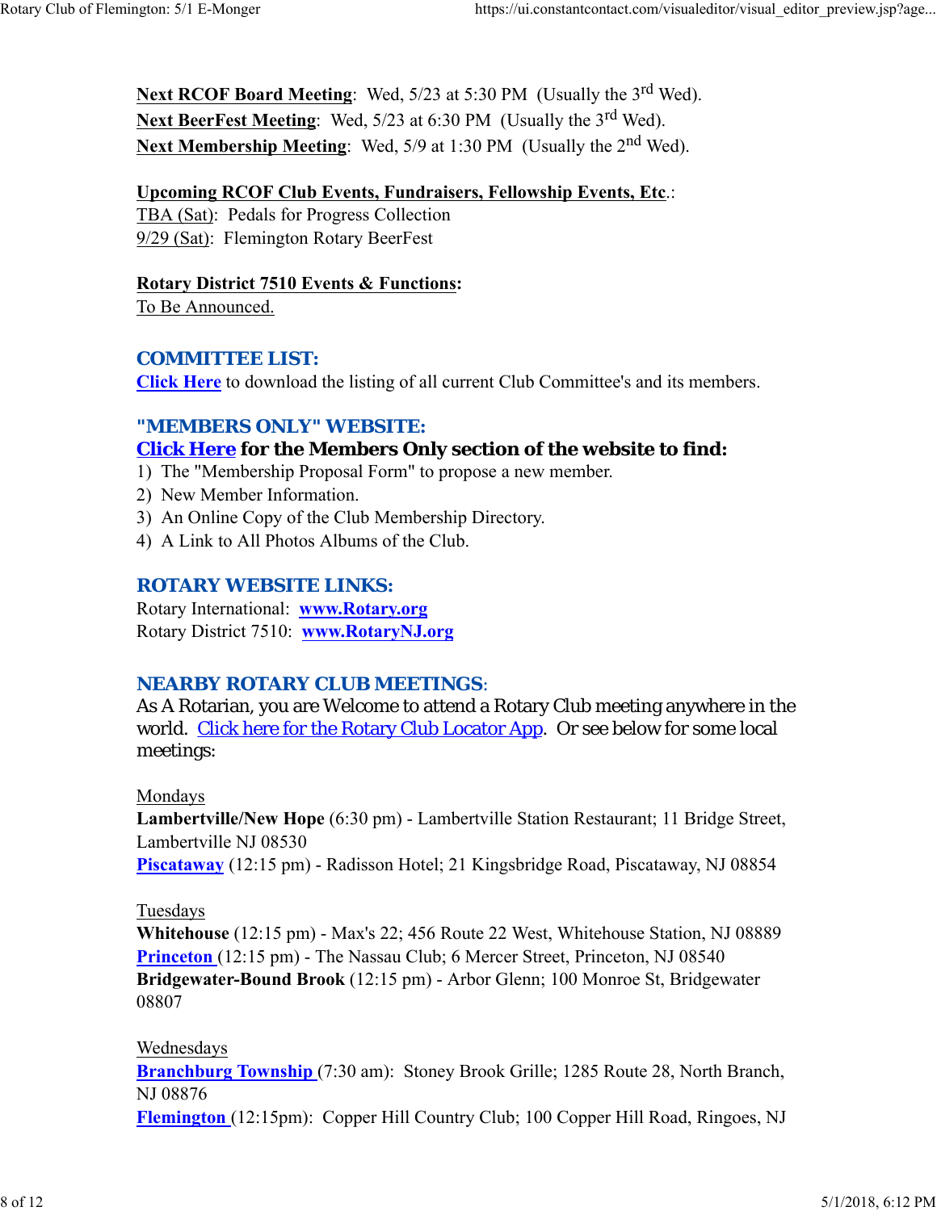**Next RCOF Board Meeting**: Wed, 5/23 at 5:30 PM (Usually the 3rd Wed).
**Next BeerFest Meeting**: Wed, 5/23 at 6:30 PM (Usually the 3rd Wed).
**Next Membership Meeting**: Wed, 5/9 at 1:30 PM (Usually the 2nd Wed).

**Upcoming RCOF Club Events, Fundraisers, Fellowship Events, Etc.**:
TBA (Sat): Pedals for Progress Collection
9/29 (Sat): Flemington Rotary BeerFest

**Rotary District 7510 Events & Functions:**
To Be Announced.

## COMMITTEE LIST:

**Click Here** to download the listing of all current Club Committee's and its members.

## "MEMBERS ONLY" WEBSITE:

### Click Here for the Members Only section of the website to find:

1) The "Membership Proposal Form" to propose a new member.
2) New Member Information.
3) An Online Copy of the Club Membership Directory.
4) A Link to All Photos Albums of the Club.

## ROTARY WEBSITE LINKS:

Rotary International: **www.Rotary.org**
Rotary District 7510: **www.RotaryNJ.org**

## NEARBY ROTARY CLUB MEETINGS:

As A Rotarian, you are Welcome to attend a Rotary Club meeting anywhere in the world. Click here for the Rotary Club Locator App. Or see below for some local meetings:

Mondays
**Lambertville/New Hope** (6:30 pm) - Lambertville Station Restaurant; 11 Bridge Street, Lambertville NJ 08530
**Piscataway** (12:15 pm) - Radisson Hotel; 21 Kingsbridge Road, Piscataway, NJ 08854

Tuesdays
**Whitehouse** (12:15 pm) - Max's 22; 456 Route 22 West, Whitehouse Station, NJ 08889
**Princeton** (12:15 pm) - The Nassau Club; 6 Mercer Street, Princeton, NJ 08540
**Bridgewater-Bound Brook** (12:15 pm) - Arbor Glenn; 100 Monroe St, Bridgewater 08807

Wednesdays
**Branchburg Township** (7:30 am): Stoney Brook Grille; 1285 Route 28, North Branch, NJ 08876
**Flemington** (12:15pm): Copper Hill Country Club; 100 Copper Hill Road, Ringoes, NJ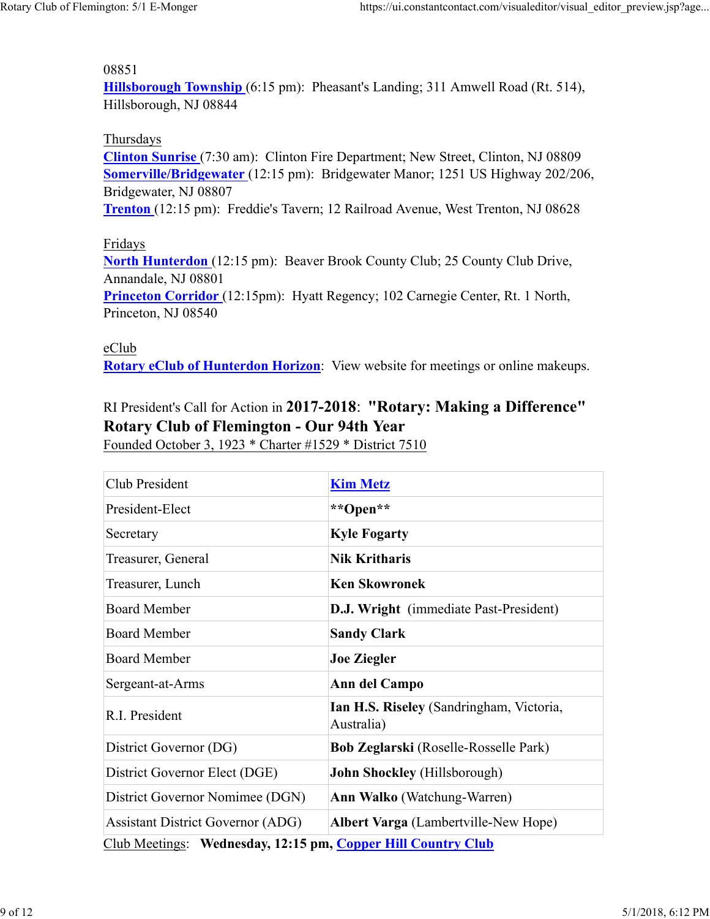08851
**Hillsborough Township** (6:15 pm): Pheasant's Landing; 311 Amwell Road (Rt. 514), Hillsborough, NJ 08844

Thursdays
**Clinton Sunrise** (7:30 am): Clinton Fire Department; New Street, Clinton, NJ 08809
**Somerville/Bridgewater** (12:15 pm): Bridgewater Manor; 1251 US Highway 202/206, Bridgewater, NJ 08807
**Trenton** (12:15 pm): Freddie's Tavern; 12 Railroad Avenue, West Trenton, NJ 08628

Fridays
**North Hunterdon** (12:15 pm): Beaver Brook County Club; 25 County Club Drive, Annandale, NJ 08801
**Princeton Corridor** (12:15pm): Hyatt Regency; 102 Carnegie Center, Rt. 1 North, Princeton, NJ 08540

eClub
**Rotary eClub of Hunterdon Horizon**: View website for meetings or online makeups.

RI President's Call for Action in **2017-2018**: **"Rotary: Making a Difference"**
**Rotary Club of Flemington - Our 94th Year**
Founded October 3, 1923 * Charter #1529 * District 7510

| Club President | **Kim Metz** |
|---|---|
| President-Elect | **\*\*Open\*\*** |
| Secretary | **Kyle Fogarty** |
| Treasurer, General | **Nik Kritharis** |
| Treasurer, Lunch | **Ken Skowronek** |
| Board Member | **D.J. Wright** (immediate Past-President) |
| Board Member | **Sandy Clark** |
| Board Member | **Joe Ziegler** |
| Sergeant-at-Arms | **Ann del Campo** |
| R.I. President | **Ian H.S. Riseley** (Sandringham, Victoria, Australia) |
| District Governor (DG) | **Bob Zeglarski** (Roselle-Rosselle Park) |
| District Governor Elect (DGE) | **John Shockley** (Hillsborough) |
| District Governor Nomimee (DGN) | **Ann Walko** (Watchung-Warren) |
| Assistant District Governor (ADG) | **Albert Varga** (Lambertville-New Hope) |

Club Meetings: **Wednesday, 12:15 pm, Copper Hill Country Club**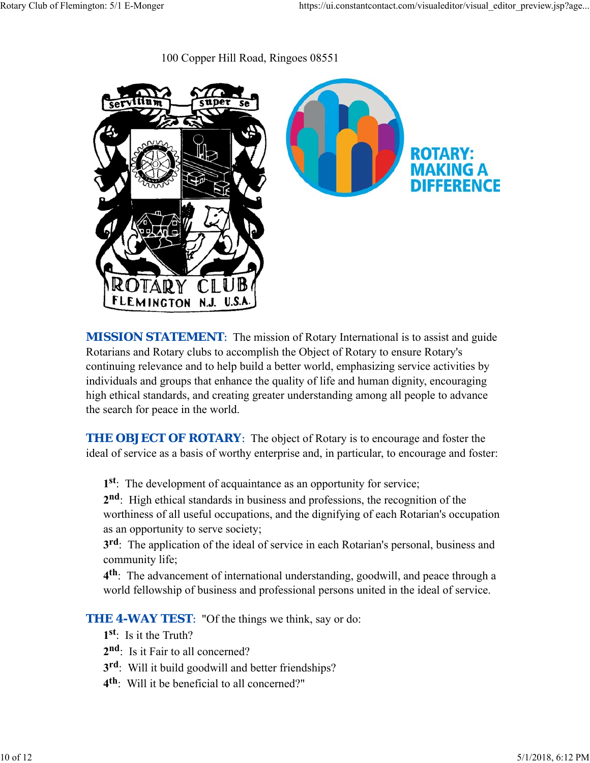100 Copper Hill Road, Ringoes 08551

ROTARY: MAKING A DIFFERENCE

**MISSION STATEMENT**: The mission of Rotary International is to assist and guide Rotarians and Rotary clubs to accomplish the Object of Rotary to ensure Rotary's continuing relevance and to help build a better world, emphasizing service activities by individuals and groups that enhance the quality of life and human dignity, encouraging high ethical standards, and creating greater understanding among all people to advance the search for peace in the world.

**THE OBJECT OF ROTARY**: The object of Rotary is to encourage and foster the ideal of service as a basis of worthy enterprise and, in particular, to encourage and foster:

1st: The development of acquaintance as an opportunity for service;
2nd: High ethical standards in business and professions, the recognition of the worthiness of all useful occupations, and the dignifying of each Rotarian's occupation as an opportunity to serve society;
3rd: The application of the ideal of service in each Rotarian's personal, business and community life;
4th: The advancement of international understanding, goodwill, and peace through a world fellowship of business and professional persons united in the ideal of service.

**THE 4-WAY TEST**: "Of the things we think, say or do:

1st: Is it the Truth?
2nd: Is it Fair to all concerned?
3rd: Will it build goodwill and better friendships?
4th: Will it be beneficial to all concerned?"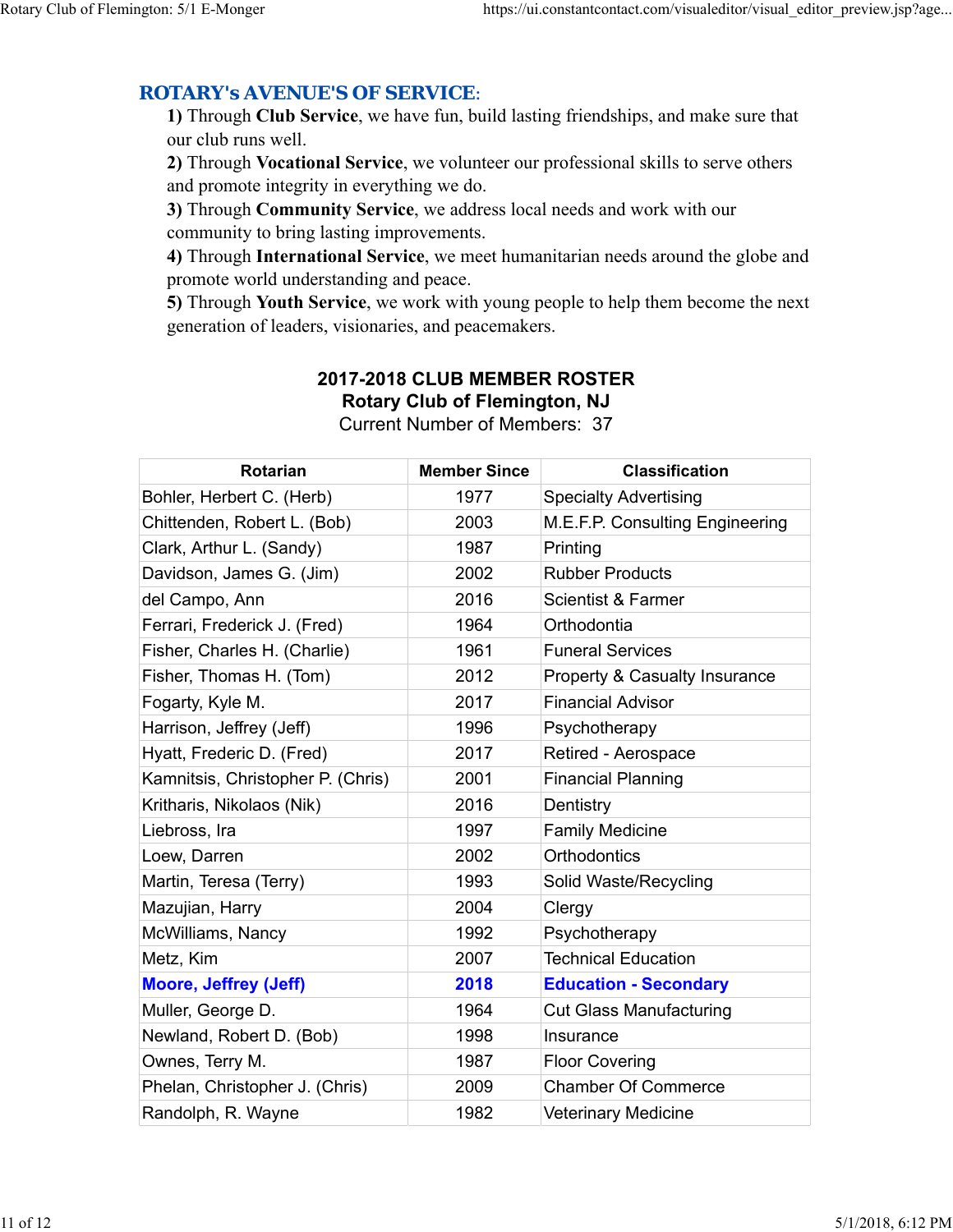## ROTARY's AVENUE'S OF SERVICE:

**1)** Through **Club Service**, we have fun, build lasting friendships, and make sure that our club runs well.

**2)** Through **Vocational Service**, we volunteer our professional skills to serve others and promote integrity in everything we do.

**3)** Through **Community Service**, we address local needs and work with our community to bring lasting improvements.

**4)** Through **International Service**, we meet humanitarian needs around the globe and promote world understanding and peace.

**5)** Through **Youth Service**, we work with young people to help them become the next generation of leaders, visionaries, and peacemakers.

**2017-2018 CLUB MEMBER ROSTER**
**Rotary Club of Flemington, NJ**
Current Number of Members: 37

| Rotarian | Member Since | Classification |
|---|---|---|
| Bohler, Herbert C. (Herb) | 1977 | Specialty Advertising |
| Chittenden, Robert L. (Bob) | 2003 | M.E.F.P. Consulting Engineering |
| Clark, Arthur L. (Sandy) | 1987 | Printing |
| Davidson, James G. (Jim) | 2002 | Rubber Products |
| del Campo, Ann | 2016 | Scientist & Farmer |
| Ferrari, Frederick J. (Fred) | 1964 | Orthodontia |
| Fisher, Charles H. (Charlie) | 1961 | Funeral Services |
| Fisher, Thomas H. (Tom) | 2012 | Property & Casualty Insurance |
| Fogarty, Kyle M. | 2017 | Financial Advisor |
| Harrison, Jeffrey (Jeff) | 1996 | Psychotherapy |
| Hyatt, Frederic D. (Fred) | 2017 | Retired - Aerospace |
| Kamnitsis, Christopher P. (Chris) | 2001 | Financial Planning |
| Kritharis, Nikolaos (Nik) | 2016 | Dentistry |
| Liebross, Ira | 1997 | Family Medicine |
| Loew, Darren | 2002 | Orthodontics |
| Martin, Teresa (Terry) | 1993 | Solid Waste/Recycling |
| Mazujian, Harry | 2004 | Clergy |
| McWilliams, Nancy | 1992 | Psychotherapy |
| Metz, Kim | 2007 | Technical Education |
| **Moore, Jeffrey (Jeff)** | **2018** | **Education - Secondary** |
| Muller, George D. | 1964 | Cut Glass Manufacturing |
| Newland, Robert D. (Bob) | 1998 | Insurance |
| Ownes, Terry M. | 1987 | Floor Covering |
| Phelan, Christopher J. (Chris) | 2009 | Chamber Of Commerce |
| Randolph, R. Wayne | 1982 | Veterinary Medicine |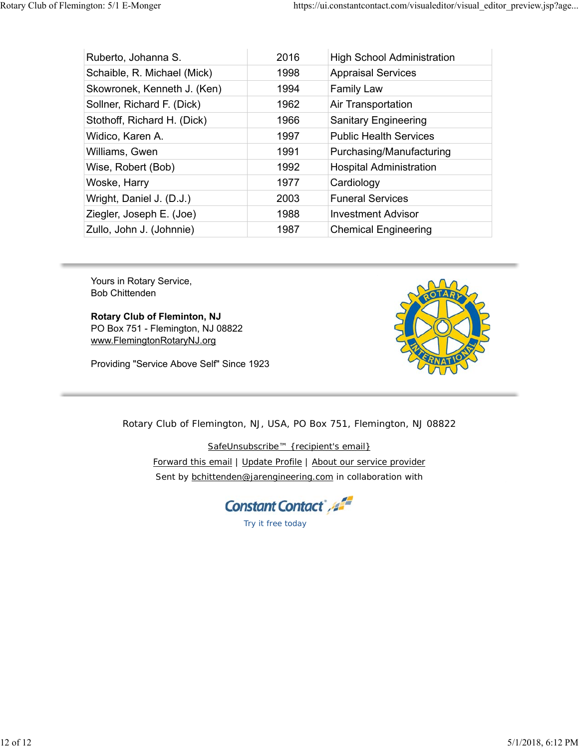| | | |
|---|---|---|
| Ruberto, Johanna S. | 2016 | High School Administration |
| Schaible, R. Michael (Mick) | 1998 | Appraisal Services |
| Skowronek, Kenneth J. (Ken) | 1994 | Family Law |
| Sollner, Richard F. (Dick) | 1962 | Air Transportation |
| Stothoff, Richard H. (Dick) | 1966 | Sanitary Engineering |
| Widico, Karen A. | 1997 | Public Health Services |
| Williams, Gwen | 1991 | Purchasing/Manufacturing |
| Wise, Robert (Bob) | 1992 | Hospital Administration |
| Woske, Harry | 1977 | Cardiology |
| Wright, Daniel J. (D.J.) | 2003 | Funeral Services |
| Ziegler, Joseph E. (Joe) | 1988 | Investment Advisor |
| Zullo, John J. (Johnnie) | 1987 | Chemical Engineering |

Yours in Rotary Service,
Bob Chittenden

**Rotary Club of Fleminton, NJ**
PO Box 751 - Flemington, NJ 08822
www.FlemingtonRotaryNJ.org

Providing "Service Above Self" Since 1923

Rotary Club of Flemington, NJ, USA, PO Box 751, Flemington, NJ 08822

SafeUnsubscribe™ {recipient's email}

Forward this email | Update Profile | About our service provider

Sent by bchittenden@jarengineering.com in collaboration with

Constant Contact

Try it free today